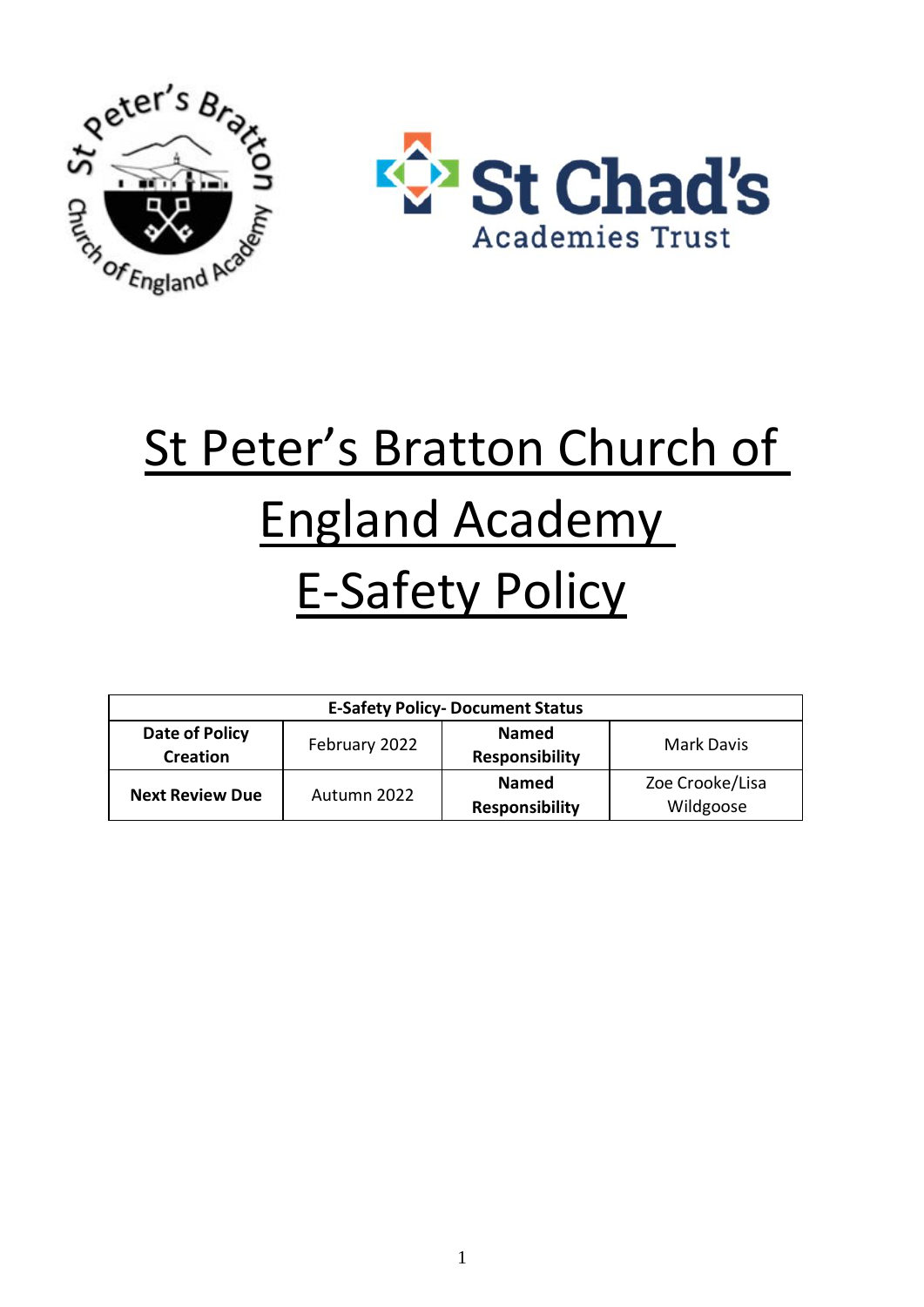# St Peter's Bratton Church of England Academy E-Safety Policy

| E-Safety Policy- Document Status | | | |
|---|---|---|---|
| **Date of Policy Creation** | February 2022 | **Named Responsibility** | Mark Davis |
| **Next Review Due** | Autumn 2022 | **Named Responsibility** | Zoe Crooke/Lisa Wildgoose |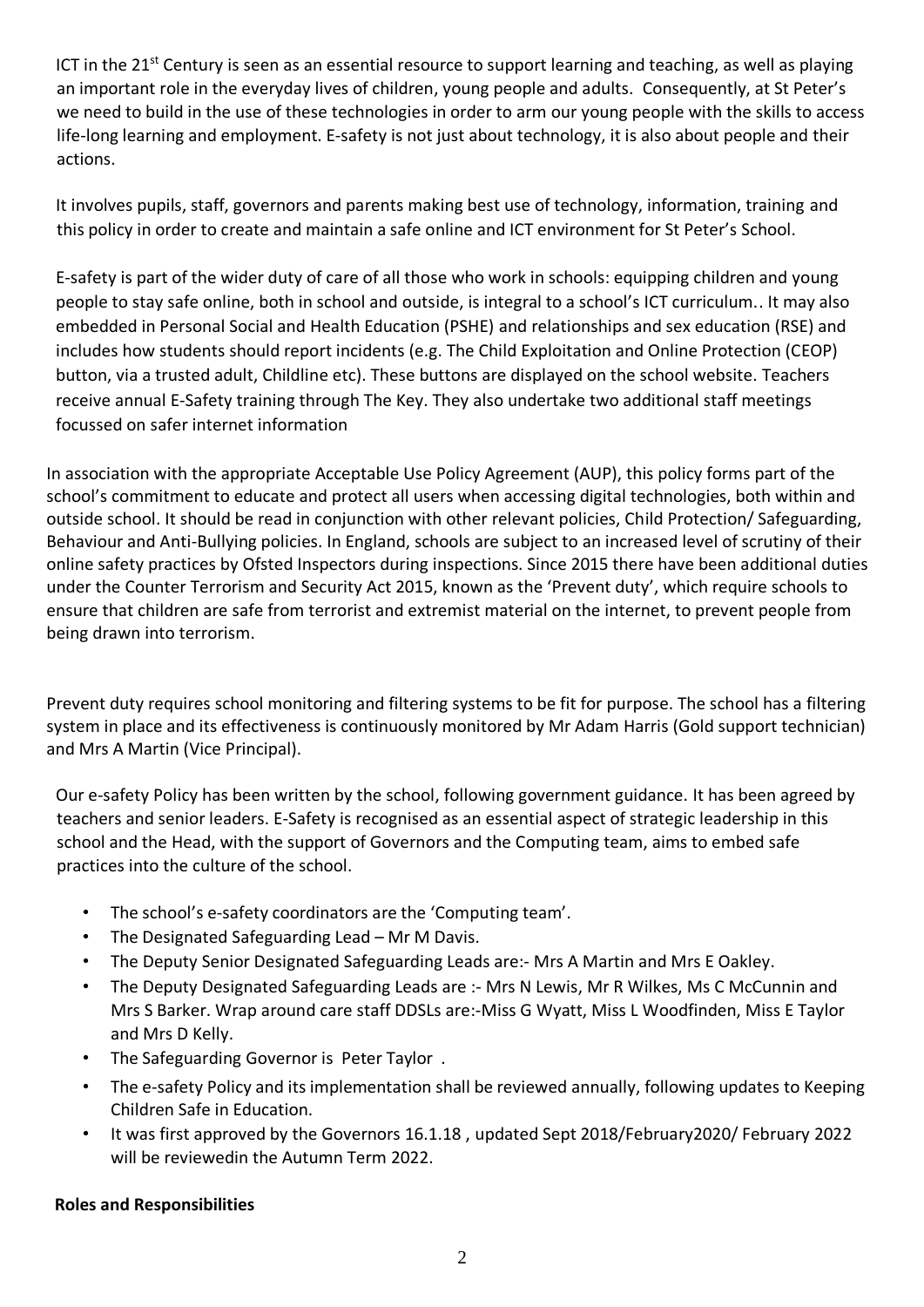ICT in the 21st Century is seen as an essential resource to support learning and teaching, as well as playing an important role in the everyday lives of children, young people and adults. Consequently, at St Peter's we need to build in the use of these technologies in order to arm our young people with the skills to access life-long learning and employment. E-safety is not just about technology, it is also about people and their actions.

It involves pupils, staff, governors and parents making best use of technology, information, training and this policy in order to create and maintain a safe online and ICT environment for St Peter's School.

E-safety is part of the wider duty of care of all those who work in schools: equipping children and young people to stay safe online, both in school and outside, is integral to a school's ICT curriculum.. It may also embedded in Personal Social and Health Education (PSHE) and relationships and sex education (RSE) and includes how students should report incidents (e.g. The Child Exploitation and Online Protection (CEOP) button, via a trusted adult, Childline etc). These buttons are displayed on the school website. Teachers receive annual E-Safety training through The Key. They also undertake two additional staff meetings focussed on safer internet information

In association with the appropriate Acceptable Use Policy Agreement (AUP), this policy forms part of the school's commitment to educate and protect all users when accessing digital technologies, both within and outside school. It should be read in conjunction with other relevant policies, Child Protection/ Safeguarding, Behaviour and Anti-Bullying policies. In England, schools are subject to an increased level of scrutiny of their online safety practices by Ofsted Inspectors during inspections. Since 2015 there have been additional duties under the Counter Terrorism and Security Act 2015, known as the 'Prevent duty', which require schools to ensure that children are safe from terrorist and extremist material on the internet, to prevent people from being drawn into terrorism.

Prevent duty requires school monitoring and filtering systems to be fit for purpose. The school has a filtering system in place and its effectiveness is continuously monitored by Mr Adam Harris (Gold support technician) and Mrs A Martin (Vice Principal).

Our e-safety Policy has been written by the school, following government guidance. It has been agreed by teachers and senior leaders. E-Safety is recognised as an essential aspect of strategic leadership in this school and the Head, with the support of Governors and the Computing team, aims to embed safe practices into the culture of the school.

- The school's e-safety coordinators are the 'Computing team'.
- The Designated Safeguarding Lead – Mr M Davis.
- The Deputy Senior Designated Safeguarding Leads are:- Mrs A Martin and Mrs E Oakley.
- The Deputy Designated Safeguarding Leads are :- Mrs N Lewis, Mr R Wilkes, Ms C McCunnin and Mrs S Barker. Wrap around care staff DDSLs are:-Miss G Wyatt, Miss L Woodfinden, Miss E Taylor and Mrs D Kelly.
- The Safeguarding Governor is Peter Taylor .
- The e-safety Policy and its implementation shall be reviewed annually, following updates to Keeping Children Safe in Education.
- It was first approved by the Governors 16.1.18 , updated Sept 2018/February2020/ February 2022 will be reviewedin the Autumn Term 2022.

**Roles and Responsibilities**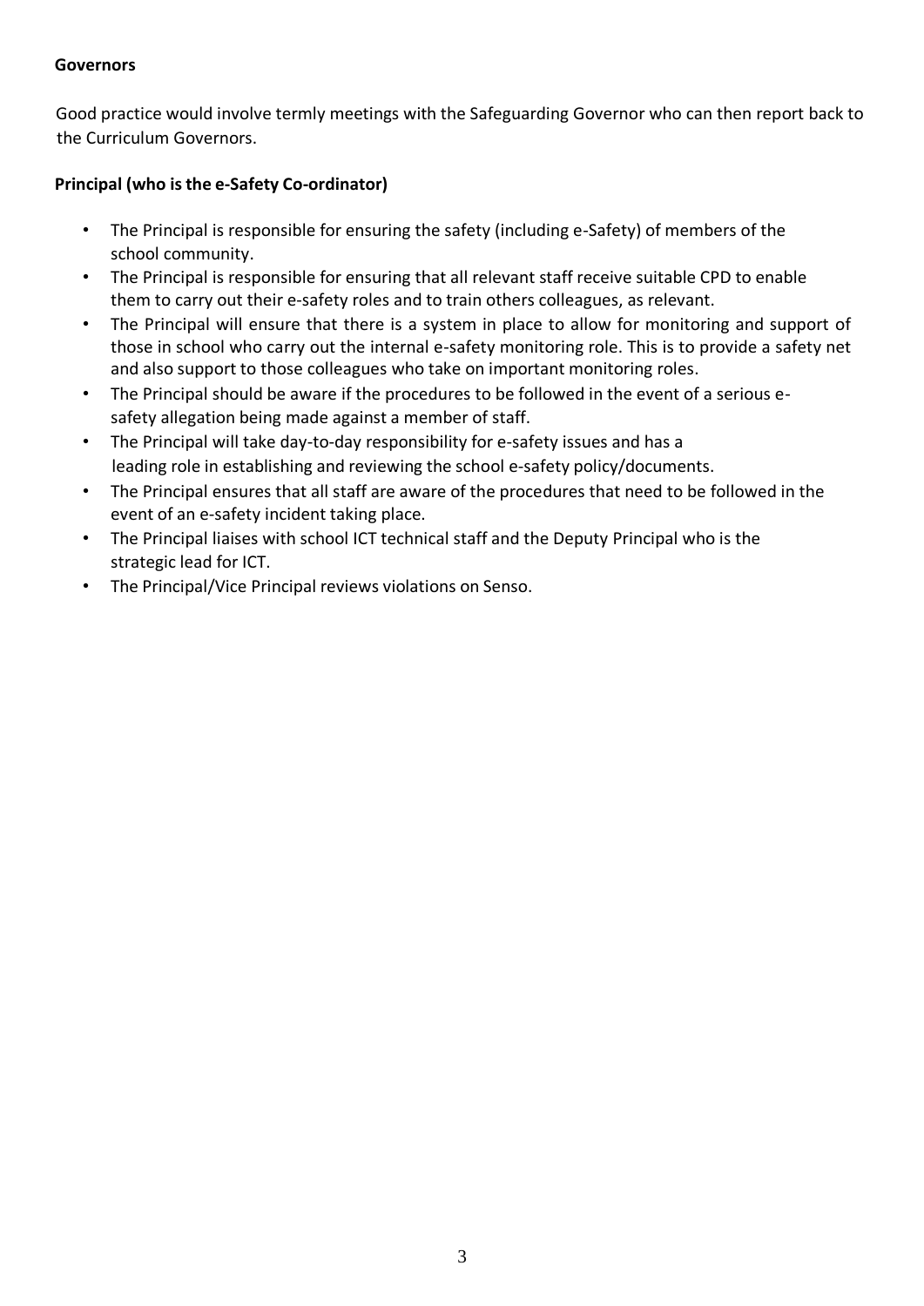**Governors**

Good practice would involve termly meetings with the Safeguarding Governor who can then report back to the Curriculum Governors.

**Principal (who is the e-Safety Co-ordinator)**

- The Principal is responsible for ensuring the safety (including e-Safety) of members of the school community.
- The Principal is responsible for ensuring that all relevant staff receive suitable CPD to enable them to carry out their e-safety roles and to train others colleagues, as relevant.
- The Principal will ensure that there is a system in place to allow for monitoring and support of those in school who carry out the internal e-safety monitoring role. This is to provide a safety net and also support to those colleagues who take on important monitoring roles.
- The Principal should be aware if the procedures to be followed in the event of a serious e-safety allegation being made against a member of staff.
- The Principal will take day-to-day responsibility for e-safety issues and has a leading role in establishing and reviewing the school e-safety policy/documents.
- The Principal ensures that all staff are aware of the procedures that need to be followed in the event of an e-safety incident taking place.
- The Principal liaises with school ICT technical staff and the Deputy Principal who is the strategic lead for ICT.
- The Principal/Vice Principal reviews violations on Senso.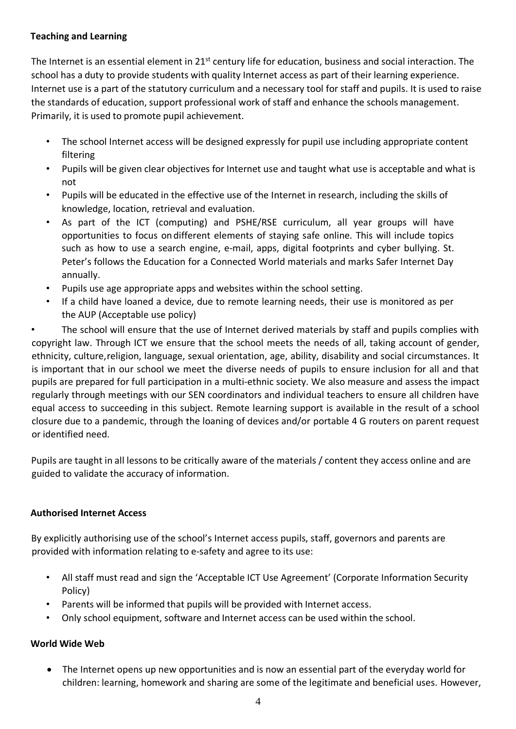**Teaching and Learning**

The Internet is an essential element in 21st century life for education, business and social interaction. The school has a duty to provide students with quality Internet access as part of their learning experience. Internet use is a part of the statutory curriculum and a necessary tool for staff and pupils. It is used to raise the standards of education, support professional work of staff and enhance the schools management. Primarily, it is used to promote pupil achievement.

- The school Internet access will be designed expressly for pupil use including appropriate content filtering
- Pupils will be given clear objectives for Internet use and taught what use is acceptable and what is not
- Pupils will be educated in the effective use of the Internet in research, including the skills of knowledge, location, retrieval and evaluation.
- As part of the ICT (computing) and PSHE/RSE curriculum, all year groups will have opportunities to focus on different elements of staying safe online. This will include topics such as how to use a search engine, e-mail, apps, digital footprints and cyber bullying. St. Peter's follows the Education for a Connected World materials and marks Safer Internet Day annually.
- Pupils use age appropriate apps and websites within the school setting.
- If a child have loaned a device, due to remote learning needs, their use is monitored as per the AUP (Acceptable use policy)
- The school will ensure that the use of Internet derived materials by staff and pupils complies with copyright law. Through ICT we ensure that the school meets the needs of all, taking account of gender, ethnicity, culture, religion, language, sexual orientation, age, ability, disability and social circumstances. It is important that in our school we meet the diverse needs of pupils to ensure inclusion for all and that pupils are prepared for full participation in a multi-ethnic society. We also measure and assess the impact regularly through meetings with our SEN coordinators and individual teachers to ensure all children have equal access to succeeding in this subject. Remote learning support is available in the result of a school closure due to a pandemic, through the loaning of devices and/or portable 4 G routers on parent request or identified need.

Pupils are taught in all lessons to be critically aware of the materials / content they access online and are guided to validate the accuracy of information.

**Authorised Internet Access**

By explicitly authorising use of the school's Internet access pupils, staff, governors and parents are provided with information relating to e-safety and agree to its use:

- All staff must read and sign the 'Acceptable ICT Use Agreement' (Corporate Information Security Policy)
- Parents will be informed that pupils will be provided with Internet access.
- Only school equipment, software and Internet access can be used within the school.

**World Wide Web**

- The Internet opens up new opportunities and is now an essential part of the everyday world for children: learning, homework and sharing are some of the legitimate and beneficial uses. However,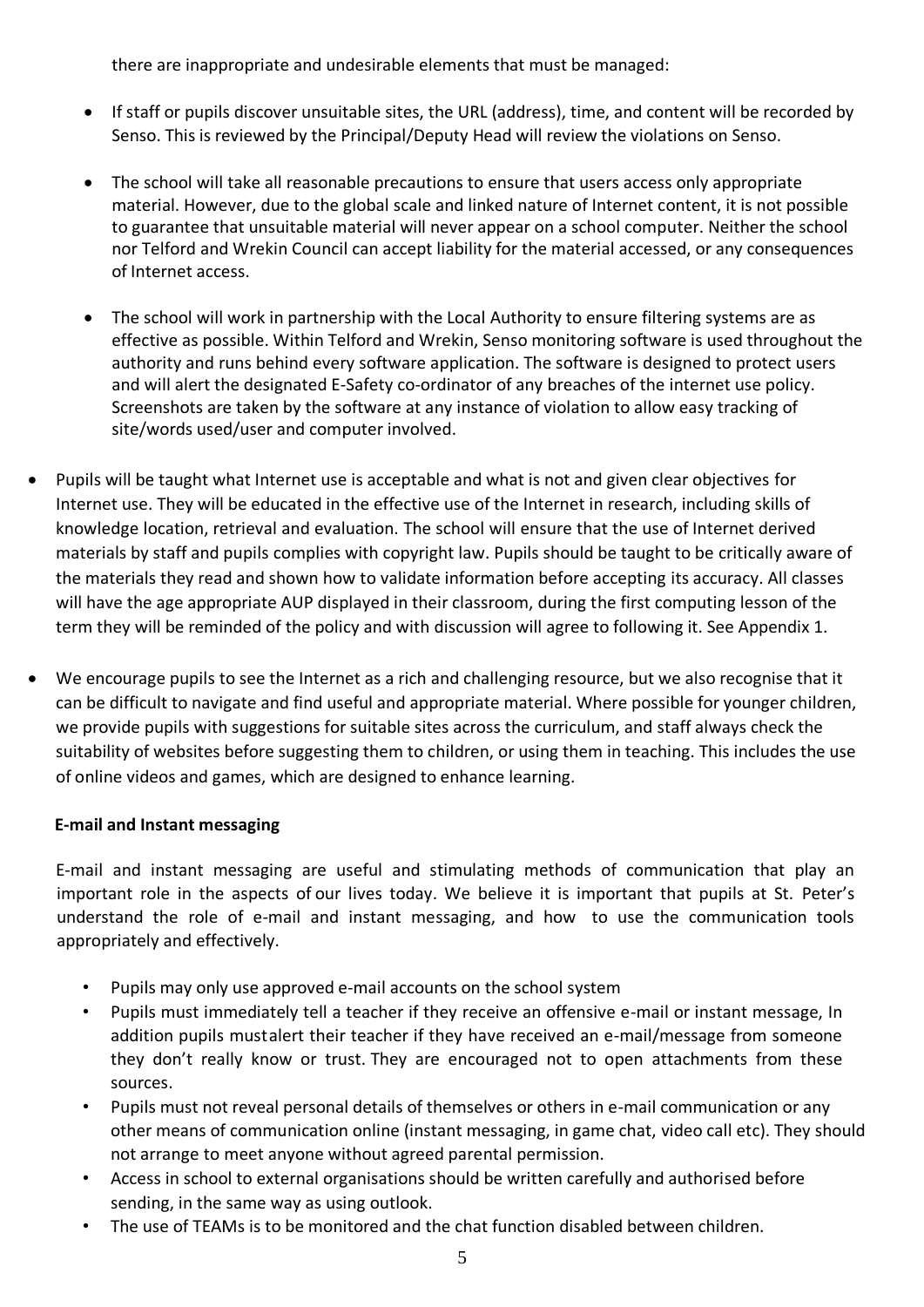there are inappropriate and undesirable elements that must be managed:

- If staff or pupils discover unsuitable sites, the URL (address), time, and content will be recorded by Senso. This is reviewed by the Principal/Deputy Head will review the violations on Senso.

- The school will take all reasonable precautions to ensure that users access only appropriate material. However, due to the global scale and linked nature of Internet content, it is not possible to guarantee that unsuitable material will never appear on a school computer. Neither the school nor Telford and Wrekin Council can accept liability for the material accessed, or any consequences of Internet access.

- The school will work in partnership with the Local Authority to ensure filtering systems are as effective as possible. Within Telford and Wrekin, Senso monitoring software is used throughout the authority and runs behind every software application. The software is designed to protect users and will alert the designated E-Safety co-ordinator of any breaches of the internet use policy. Screenshots are taken by the software at any instance of violation to allow easy tracking of site/words used/user and computer involved.

- Pupils will be taught what Internet use is acceptable and what is not and given clear objectives for Internet use. They will be educated in the effective use of the Internet in research, including skills of knowledge location, retrieval and evaluation. The school will ensure that the use of Internet derived materials by staff and pupils complies with copyright law. Pupils should be taught to be critically aware of the materials they read and shown how to validate information before accepting its accuracy. All classes will have the age appropriate AUP displayed in their classroom, during the first computing lesson of the term they will be reminded of the policy and with discussion will agree to following it. See Appendix 1.

- We encourage pupils to see the Internet as a rich and challenging resource, but we also recognise that it can be difficult to navigate and find useful and appropriate material. Where possible for younger children, we provide pupils with suggestions for suitable sites across the curriculum, and staff always check the suitability of websites before suggesting them to children, or using them in teaching. This includes the use of online videos and games, which are designed to enhance learning.

**E-mail and Instant messaging**

E-mail and instant messaging are useful and stimulating methods of communication that play an important role in the aspects of our lives today. We believe it is important that pupils at St. Peter's understand the role of e-mail and instant messaging, and how to use the communication tools appropriately and effectively.

- Pupils may only use approved e-mail accounts on the school system
- Pupils must immediately tell a teacher if they receive an offensive e-mail or instant message, In addition pupils mustalert their teacher if they have received an e-mail/message from someone they don't really know or trust. They are encouraged not to open attachments from these sources.
- Pupils must not reveal personal details of themselves or others in e-mail communication or any other means of communication online (instant messaging, in game chat, video call etc). They should not arrange to meet anyone without agreed parental permission.
- Access in school to external organisations should be written carefully and authorised before sending, in the same way as using outlook.
- The use of TEAMs is to be monitored and the chat function disabled between children.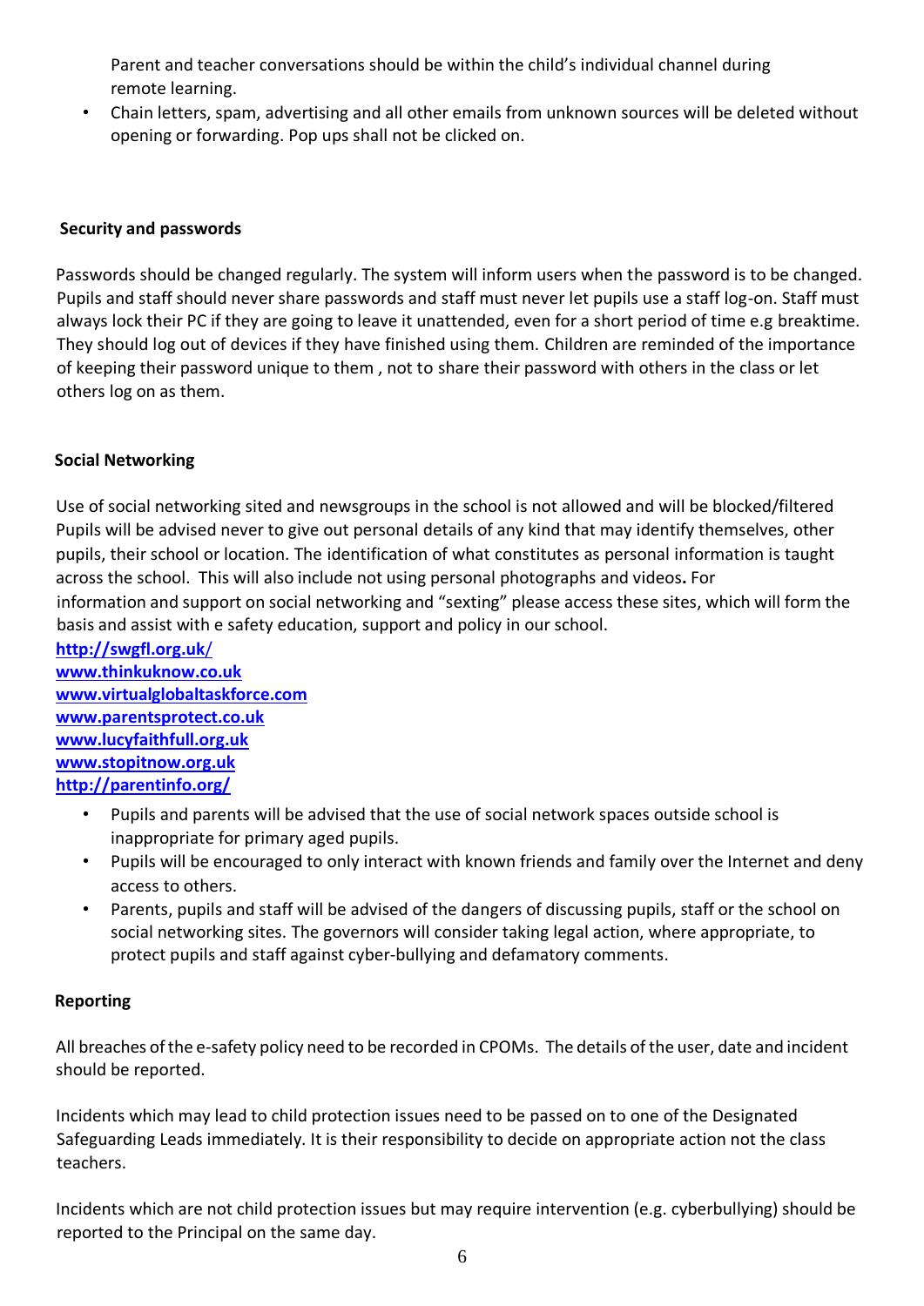Parent and teacher conversations should be within the child's individual channel during remote learning.

- Chain letters, spam, advertising and all other emails from unknown sources will be deleted without opening or forwarding. Pop ups shall not be clicked on.

**Security and passwords**

Passwords should be changed regularly. The system will inform users when the password is to be changed. Pupils and staff should never share passwords and staff must never let pupils use a staff log-on. Staff must always lock their PC if they are going to leave it unattended, even for a short period of time e.g breaktime. They should log out of devices if they have finished using them. Children are reminded of the importance of keeping their password unique to them , not to share their password with others in the class or let others log on as them.

**Social Networking**

Use of social networking sited and newsgroups in the school is not allowed and will be blocked/filtered Pupils will be advised never to give out personal details of any kind that may identify themselves, other pupils, their school or location. The identification of what constitutes as personal information is taught across the school. This will also include not using personal photographs and videos**.** For information and support on social networking and "sexting" please access these sites, which will form the basis and assist with e safety education, support and policy in our school.

**http://swgfl.org.uk/**
**www.thinkuknow.co.uk**
**www.virtualglobaltaskforce.com**
**www.parentsprotect.co.uk**
**www.lucyfaithfull.org.uk**
**www.stopitnow.org.uk**
**http://parentinfo.org/**

- Pupils and parents will be advised that the use of social network spaces outside school is inappropriate for primary aged pupils.
- Pupils will be encouraged to only interact with known friends and family over the Internet and deny access to others.
- Parents, pupils and staff will be advised of the dangers of discussing pupils, staff or the school on social networking sites. The governors will consider taking legal action, where appropriate, to protect pupils and staff against cyber-bullying and defamatory comments.

**Reporting**

All breaches of the e-safety policy need to be recorded in CPOMs. The details of the user, date and incident should be reported.

Incidents which may lead to child protection issues need to be passed on to one of the Designated Safeguarding Leads immediately. It is their responsibility to decide on appropriate action not the class teachers.

Incidents which are not child protection issues but may require intervention (e.g. cyberbullying) should be reported to the Principal on the same day.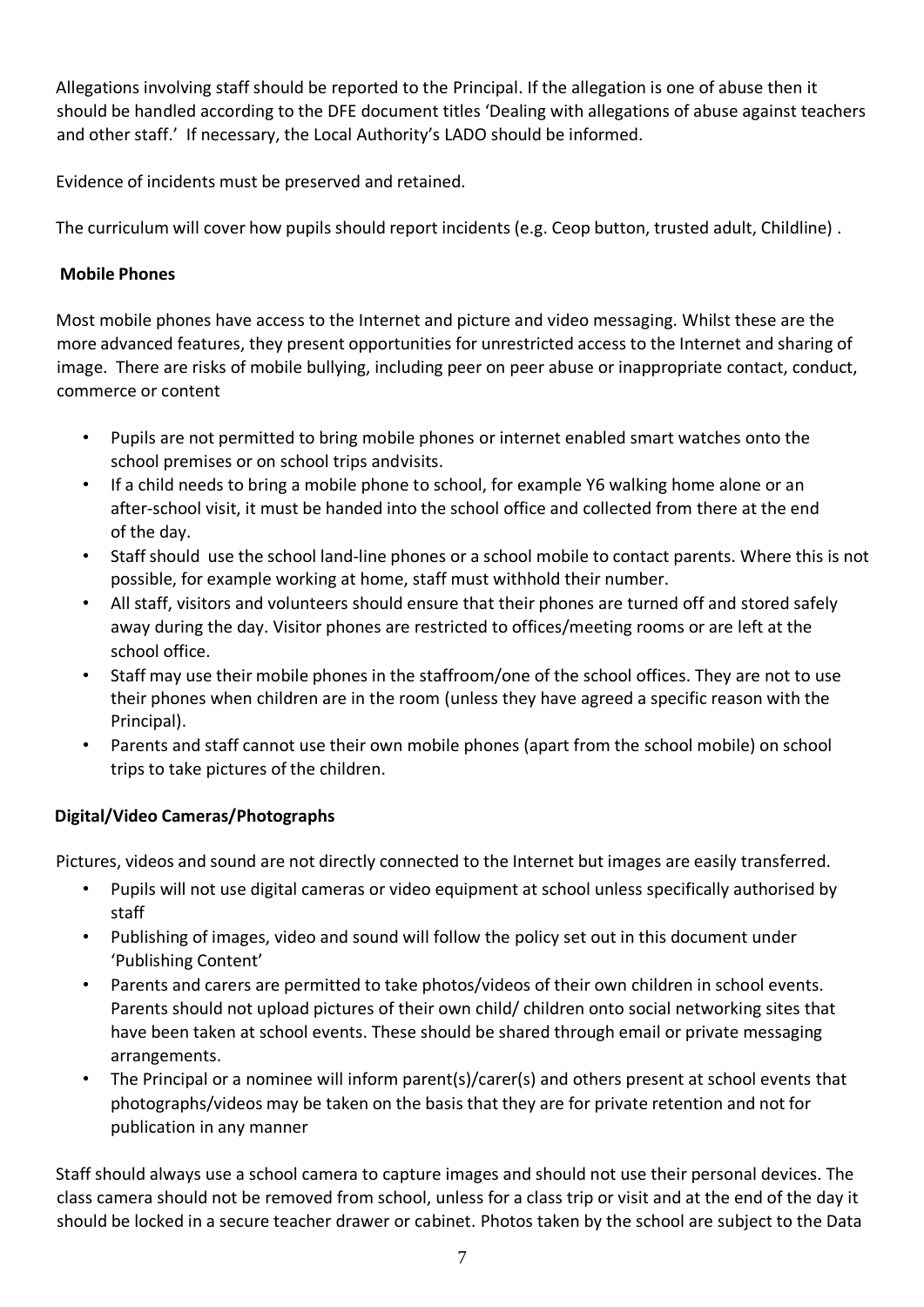Allegations involving staff should be reported to the Principal. If the allegation is one of abuse then it should be handled according to the DFE document titles 'Dealing with allegations of abuse against teachers and other staff.' If necessary, the Local Authority's LADO should be informed.

Evidence of incidents must be preserved and retained.

The curriculum will cover how pupils should report incidents (e.g. Ceop button, trusted adult, Childline) .

**Mobile Phones**

Most mobile phones have access to the Internet and picture and video messaging. Whilst these are the more advanced features, they present opportunities for unrestricted access to the Internet and sharing of image. There are risks of mobile bullying, including peer on peer abuse or inappropriate contact, conduct, commerce or content

- Pupils are not permitted to bring mobile phones or internet enabled smart watches onto the school premises or on school trips andvisits.
- If a child needs to bring a mobile phone to school, for example Y6 walking home alone or an after-school visit, it must be handed into the school office and collected from there at the end of the day.
- Staff should use the school land-line phones or a school mobile to contact parents. Where this is not possible, for example working at home, staff must withhold their number.
- All staff, visitors and volunteers should ensure that their phones are turned off and stored safely away during the day. Visitor phones are restricted to offices/meeting rooms or are left at the school office.
- Staff may use their mobile phones in the staffroom/one of the school offices. They are not to use their phones when children are in the room (unless they have agreed a specific reason with the Principal).
- Parents and staff cannot use their own mobile phones (apart from the school mobile) on school trips to take pictures of the children.

**Digital/Video Cameras/Photographs**

Pictures, videos and sound are not directly connected to the Internet but images are easily transferred.

- Pupils will not use digital cameras or video equipment at school unless specifically authorised by staff
- Publishing of images, video and sound will follow the policy set out in this document under 'Publishing Content'
- Parents and carers are permitted to take photos/videos of their own children in school events. Parents should not upload pictures of their own child/ children onto social networking sites that have been taken at school events. These should be shared through email or private messaging arrangements.
- The Principal or a nominee will inform parent(s)/carer(s) and others present at school events that photographs/videos may be taken on the basis that they are for private retention and not for publication in any manner

Staff should always use a school camera to capture images and should not use their personal devices. The class camera should not be removed from school, unless for a class trip or visit and at the end of the day it should be locked in a secure teacher drawer or cabinet. Photos taken by the school are subject to the Data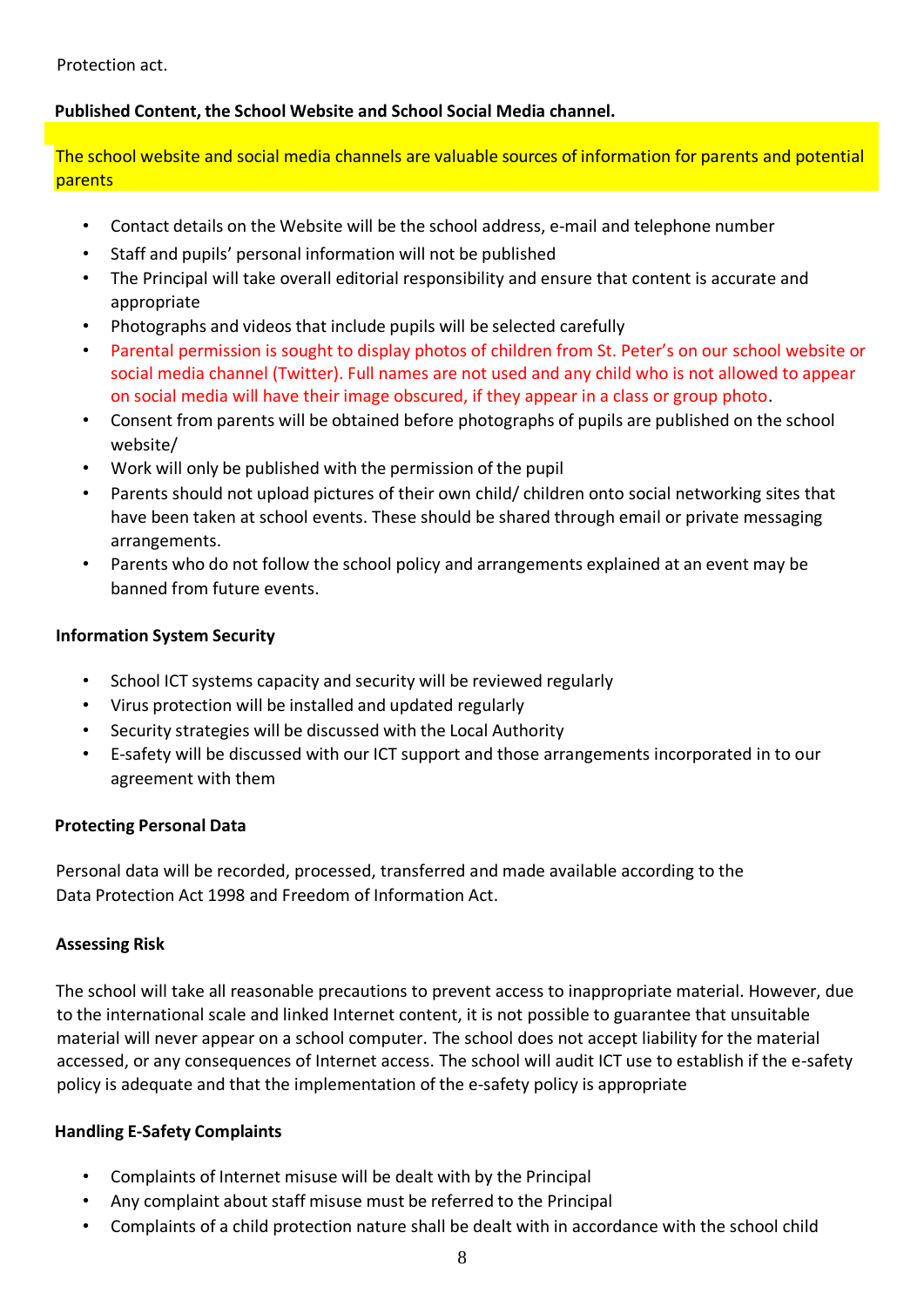Protection act.

**Published Content, the School Website and School Social Media channel.**

The school website and social media channels are valuable sources of information for parents and potential parents

- Contact details on the Website will be the school address, e-mail and telephone number
- Staff and pupils' personal information will not be published
- The Principal will take overall editorial responsibility and ensure that content is accurate and appropriate
- Photographs and videos that include pupils will be selected carefully
- Parental permission is sought to display photos of children from St. Peter's on our school website or social media channel (Twitter). Full names are not used and any child who is not allowed to appear on social media will have their image obscured, if they appear in a class or group photo.
- Consent from parents will be obtained before photographs of pupils are published on the school website/
- Work will only be published with the permission of the pupil
- Parents should not upload pictures of their own child/ children onto social networking sites that have been taken at school events. These should be shared through email or private messaging arrangements.
- Parents who do not follow the school policy and arrangements explained at an event may be banned from future events.

**Information System Security**

- School ICT systems capacity and security will be reviewed regularly
- Virus protection will be installed and updated regularly
- Security strategies will be discussed with the Local Authority
- E-safety will be discussed with our ICT support and those arrangements incorporated in to our agreement with them

**Protecting Personal Data**

Personal data will be recorded, processed, transferred and made available according to the Data Protection Act 1998 and Freedom of Information Act.

**Assessing Risk**

The school will take all reasonable precautions to prevent access to inappropriate material. However, due to the international scale and linked Internet content, it is not possible to guarantee that unsuitable material will never appear on a school computer. The school does not accept liability for the material accessed, or any consequences of Internet access. The school will audit ICT use to establish if the e-safety policy is adequate and that the implementation of the e-safety policy is appropriate

**Handling E-Safety Complaints**

- Complaints of Internet misuse will be dealt with by the Principal
- Any complaint about staff misuse must be referred to the Principal
- Complaints of a child protection nature shall be dealt with in accordance with the school child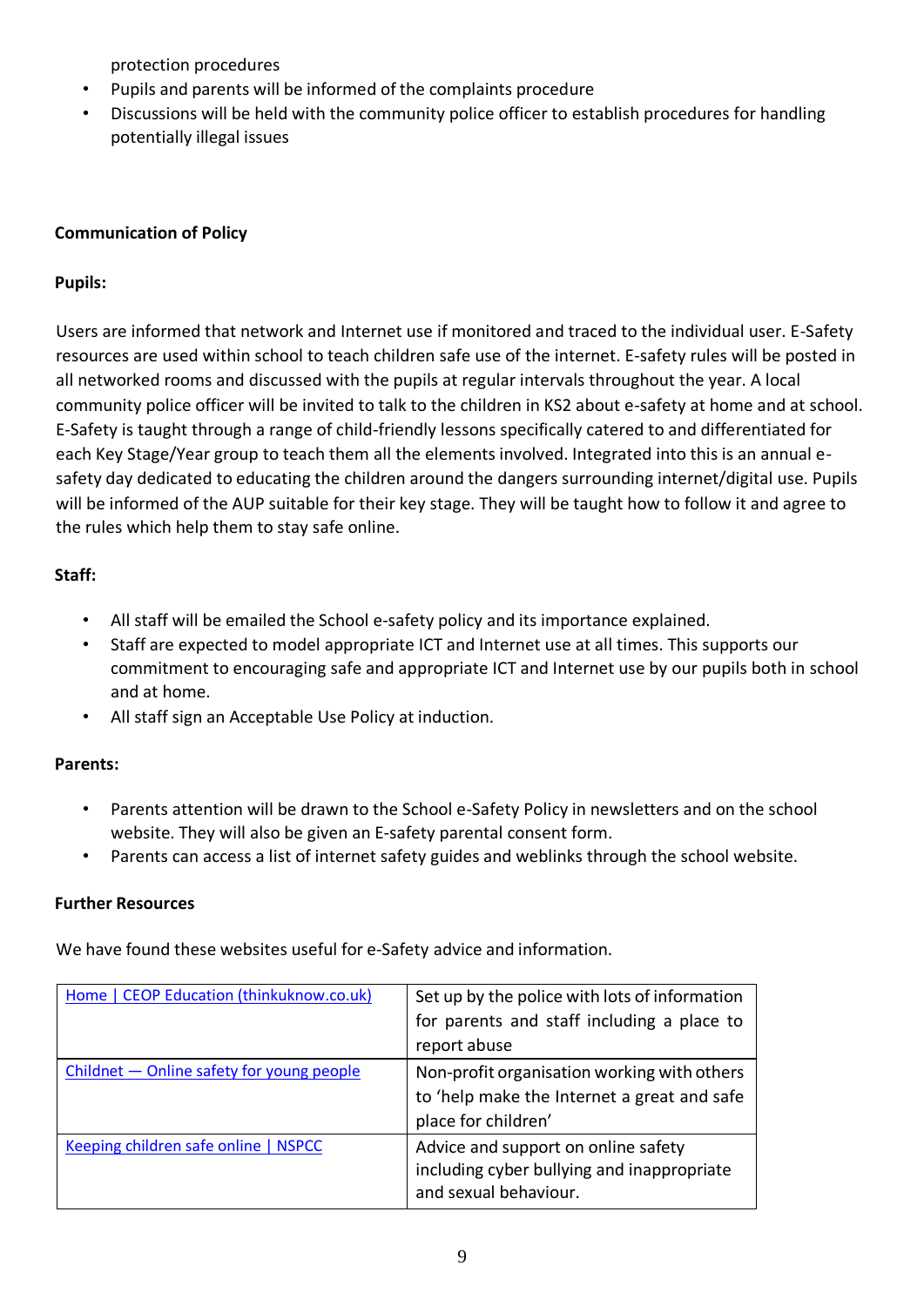protection procedures

- Pupils and parents will be informed of the complaints procedure
- Discussions will be held with the community police officer to establish procedures for handling potentially illegal issues

**Communication of Policy**

**Pupils:**

Users are informed that network and Internet use if monitored and traced to the individual user. E-Safety resources are used within school to teach children safe use of the internet. E-safety rules will be posted in all networked rooms and discussed with the pupils at regular intervals throughout the year. A local community police officer will be invited to talk to the children in KS2 about e-safety at home and at school. E-Safety is taught through a range of child-friendly lessons specifically catered to and differentiated for each Key Stage/Year group to teach them all the elements involved. Integrated into this is an annual e-safety day dedicated to educating the children around the dangers surrounding internet/digital use. Pupils will be informed of the AUP suitable for their key stage. They will be taught how to follow it and agree to the rules which help them to stay safe online.

**Staff:**

- All staff will be emailed the School e-safety policy and its importance explained.
- Staff are expected to model appropriate ICT and Internet use at all times. This supports our commitment to encouraging safe and appropriate ICT and Internet use by our pupils both in school and at home.
- All staff sign an Acceptable Use Policy at induction.

**Parents:**

- Parents attention will be drawn to the School e-Safety Policy in newsletters and on the school website. They will also be given an E-safety parental consent form.
- Parents can access a list of internet safety guides and weblinks through the school website.

**Further Resources**

We have found these websites useful for e-Safety advice and information.

| | |
|---|---|
| Home \| CEOP Education (thinkuknow.co.uk) | Set up by the police with lots of information for parents and staff including a place to report abuse |
| Childnet — Online safety for young people | Non-profit organisation working with others to 'help make the Internet a great and safe place for children' |
| Keeping children safe online \| NSPCC | Advice and support on online safety including cyber bullying and inappropriate and sexual behaviour. |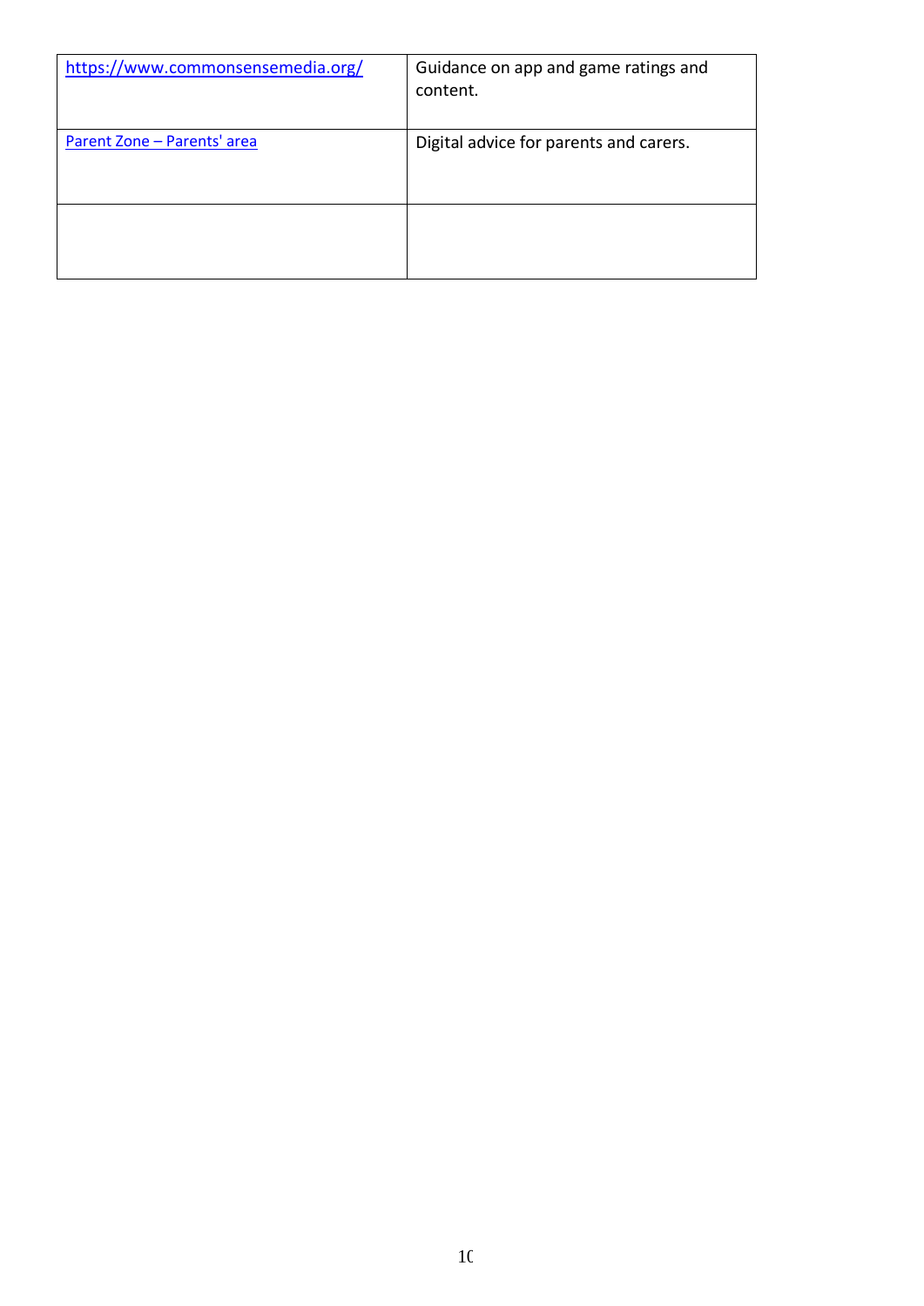| | |
|---|---|
| https://www.commonsensemedia.org/ | Guidance on app and game ratings and content. |
| Parent Zone – Parents' area | Digital advice for parents and carers. |
| | |